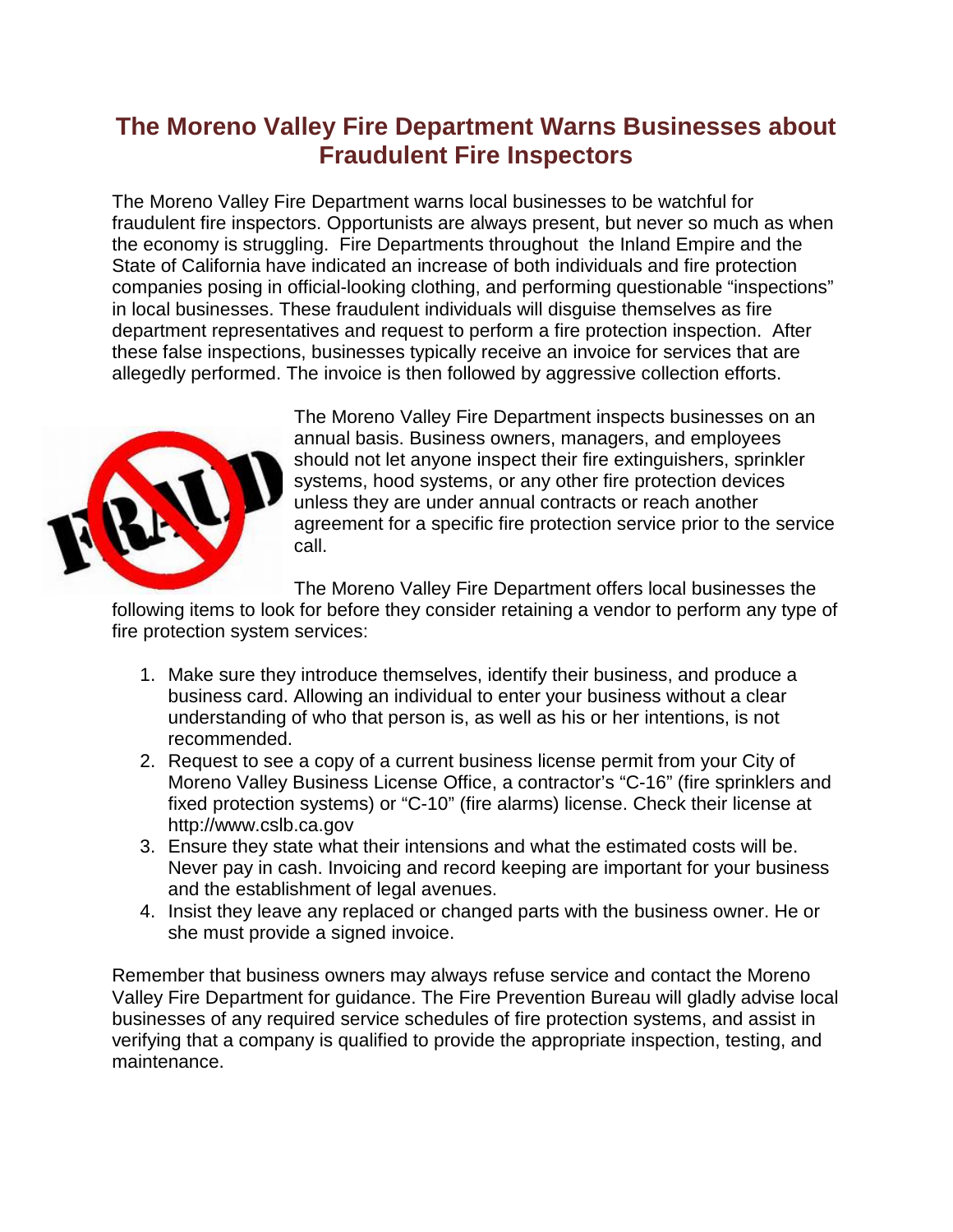# The Moreno Valley Fire Department Warns Businesses about Fraudulent Fire Inspectors

The Moreno Valley Fire Department warns local businesses to be watchful for fraudulent fire inspectors. Opportunists are always present, but never so much as when the economy is struggling. Fire Departments throughout the Inland Empire and the State of California have indicated an increase of both individuals and fire protection companies posing in official-looking clothing, and performing questionable "inspections" in local businesses. These fraudulent individuals will disguise themselves as fire department representatives and request to perform a fire protection inspection. After these false inspections, businesses typically receive an invoice for services that are allegedly performed. The invoice is then followed by aggressive collection efforts.

The Moreno Valley Fire Department inspects businesses on an annual basis. Business owners, managers, and employees should not let anyone inspect their fire extinguishers, sprinkler systems, hood systems, or any other fire protection devices unless they are under annual contracts or reach another agreement for a specific fire protection service prior to the service call.

The Moreno Valley Fire Department offers local businesses the following items to look for before they consider retaining a vendor to perform any type of fire protection system services:

1. Make sure they introduce themselves, identify their business, and produce a business card. Allowing an individual to enter your business without a clear understanding of who that person is, as well as his or her intentions, is not recommended.
2. Request to see a copy of a current business license permit from your City of Moreno Valley Business License Office, a contractor's "C-16" (fire sprinklers and fixed protection systems) or "C-10" (fire alarms) license. Check their license at http://www.cslb.ca.gov
3. Ensure they state what their intensions and what the estimated costs will be. Never pay in cash. Invoicing and record keeping are important for your business and the establishment of legal avenues.
4. Insist they leave any replaced or changed parts with the business owner. He or she must provide a signed invoice.

Remember that business owners may always refuse service and contact the Moreno Valley Fire Department for guidance. The Fire Prevention Bureau will gladly advise local businesses of any required service schedules of fire protection systems, and assist in verifying that a company is qualified to provide the appropriate inspection, testing, and maintenance.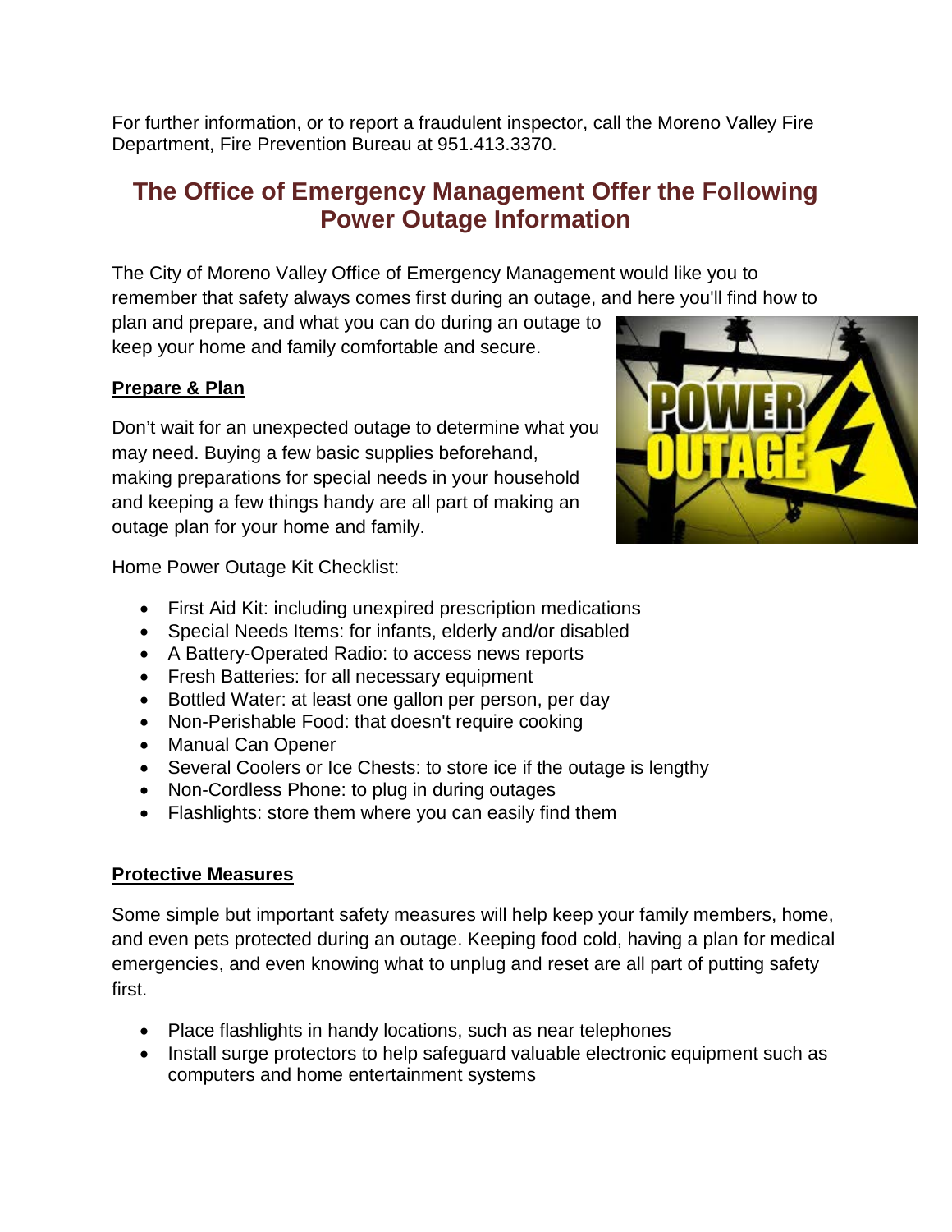For further information, or to report a fraudulent inspector, call the Moreno Valley Fire Department, Fire Prevention Bureau at 951.413.3370.

## The Office of Emergency Management Offer the Following Power Outage Information

The City of Moreno Valley Office of Emergency Management would like you to remember that safety always comes first during an outage, and here you'll find how to plan and prepare, and what you can do during an outage to keep your home and family comfortable and secure.

### Prepare & Plan

Don't wait for an unexpected outage to determine what you may need. Buying a few basic supplies beforehand, making preparations for special needs in your household and keeping a few things handy are all part of making an outage plan for your home and family.

Home Power Outage Kit Checklist:

- First Aid Kit: including unexpired prescription medications
- Special Needs Items: for infants, elderly and/or disabled
- A Battery-Operated Radio: to access news reports
- Fresh Batteries: for all necessary equipment
- Bottled Water: at least one gallon per person, per day
- Non-Perishable Food: that doesn't require cooking
- Manual Can Opener
- Several Coolers or Ice Chests: to store ice if the outage is lengthy
- Non-Cordless Phone: to plug in during outages
- Flashlights: store them where you can easily find them

### Protective Measures

Some simple but important safety measures will help keep your family members, home, and even pets protected during an outage. Keeping food cold, having a plan for medical emergencies, and even knowing what to unplug and reset are all part of putting safety first.

- Place flashlights in handy locations, such as near telephones
- Install surge protectors to help safeguard valuable electronic equipment such as computers and home entertainment systems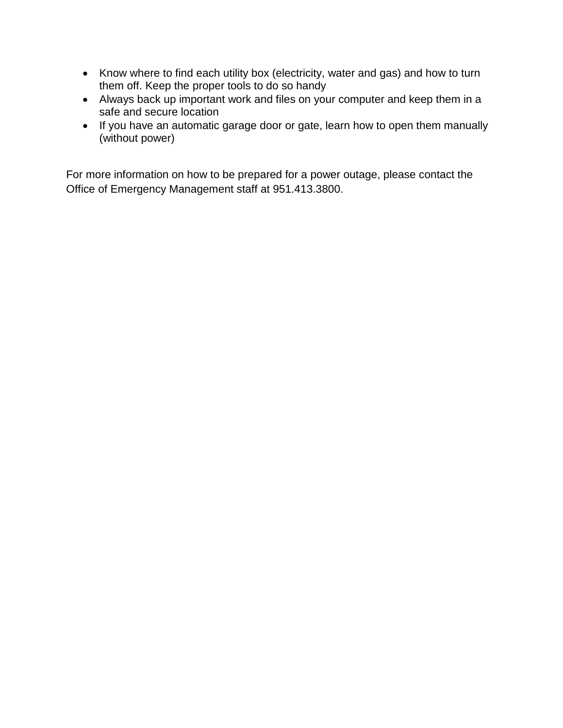- Know where to find each utility box (electricity, water and gas) and how to turn them off. Keep the proper tools to do so handy
- Always back up important work and files on your computer and keep them in a safe and secure location
- If you have an automatic garage door or gate, learn how to open them manually (without power)

For more information on how to be prepared for a power outage, please contact the Office of Emergency Management staff at 951.413.3800.